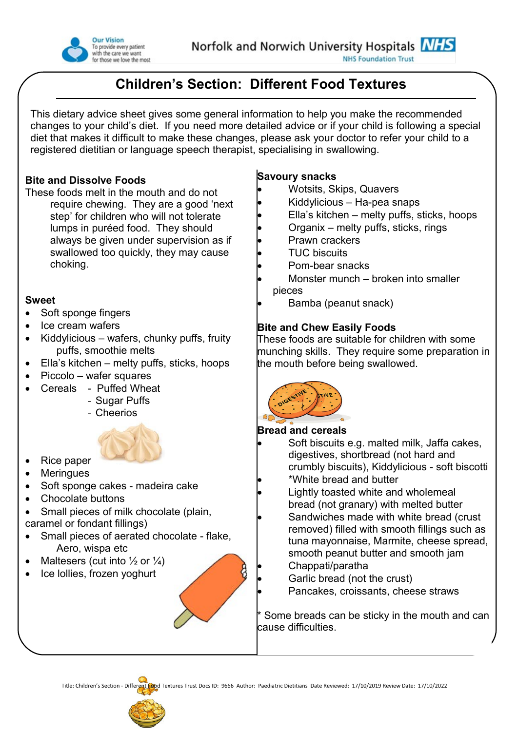# Children's Section: Different Food Textures

This dietary advice sheet gives some general information to help you make the recommended changes to your child's diet. If you need more detailed advice or if your child is following a special diet that makes it difficult to make these changes, please ask your doctor to refer your child to a registered dietitian or language speech therapist, specialising in swallowing.

## Bite and Dissolve Foods

These foods melt in the mouth and do not require chewing. They are a good 'next step' for children who will not tolerate lumps in puréed food. They should always be given under supervision as if swallowed too quickly, they may cause choking.

### Sweet

- Soft sponge fingers
- Ice cream wafers
- Kiddylicious – wafers, chunky puffs, fruity puffs, smoothie melts
- Ella's kitchen – melty puffs, sticks, hoops
- Piccolo – wafer squares
- Cereals
  - Puffed Wheat
  - Sugar Puffs
  - Cheerios
- Rice paper
- Meringues
- Soft sponge cakes - madeira cake
- Chocolate buttons
- Small pieces of milk chocolate (plain, caramel or fondant fillings)
- Small pieces of aerated chocolate - flake, Aero, wispa etc
- Maltesers (cut into ½ or ¼)
- Ice lollies, frozen yoghurt

### Savoury snacks

- Wotsits, Skips, Quavers
- Kiddylicious – Ha-pea snaps
- Ella's kitchen – melty puffs, sticks, hoops
- Organix – melty puffs, sticks, rings
- Prawn crackers
- TUC biscuits
- Pom-bear snacks
- Monster munch – broken into smaller pieces
- Bamba (peanut snack)

## Bite and Chew Easily Foods

These foods are suitable for children with some munching skills. They require some preparation in the mouth before being swallowed.

### Bread and cereals

- Soft biscuits e.g. malted milk, Jaffa cakes, digestives, shortbread (not hard and crumbly biscuits), Kiddylicious - soft biscotti
- *White bread and butter
- Lightly toasted white and wholemeal bread (not granary) with melted butter
- Sandwiches made with white bread (crust removed) filled with smooth fillings such as tuna mayonnaise, Marmite, cheese spread, smooth peanut butter and smooth jam
- Chappati/paratha
- Garlic bread (not the crust)
- Pancakes, croissants, cheese straws

* Some breads can be sticky in the mouth and can cause difficulties.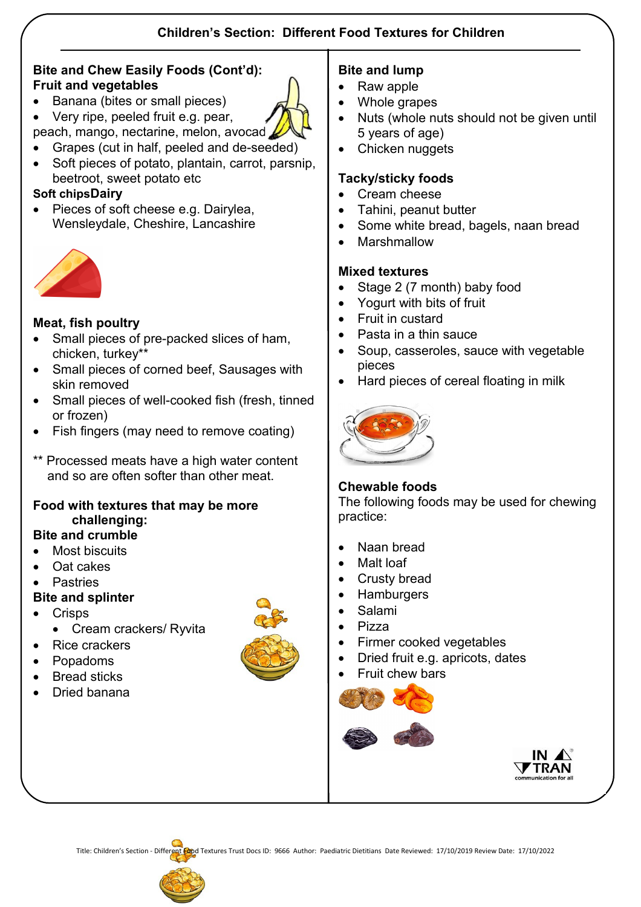## Children's Section: Different Food Textures for Children

### Bite and Chew Easily Foods (Cont'd): Fruit and vegetables

- Banana (bites or small pieces)
- Very ripe, peeled fruit e.g. pear, peach, mango, nectarine, melon, avocad
- Grapes (cut in half, peeled and de-seeded)
- Soft pieces of potato, plantain, carrot, parsnip, beetroot, sweet potato etc

**Soft chipsDairy**

- Pieces of soft cheese e.g. Dairylea, Wensleydale, Cheshire, Lancashire

### Meat, fish poultry

- Small pieces of pre-packed slices of ham, chicken, turkey**
- Small pieces of corned beef, Sausages with skin removed
- Small pieces of well-cooked fish (fresh, tinned or frozen)
- Fish fingers (may need to remove coating)

** Processed meats have a high water content and so are often softer than other meat.

### Food with textures that may be more challenging:

**Bite and crumble**

- Most biscuits
- Oat cakes
- Pastries

**Bite and splinter**

- Crisps
    - Cream crackers/ Ryvita
- Rice crackers
- Popadoms
- Bread sticks
- Dried banana

### Bite and lump

- Raw apple
- Whole grapes
- Nuts (whole nuts should not be given until 5 years of age)
- Chicken nuggets

### Tacky/sticky foods

- Cream cheese
- Tahini, peanut butter
- Some white bread, bagels, naan bread
- Marshmallow

### Mixed textures

- Stage 2 (7 month) baby food
- Yogurt with bits of fruit
- Fruit in custard
- Pasta in a thin sauce
- Soup, casseroles, sauce with vegetable pieces
- Hard pieces of cereal floating in milk

### Chewable foods

The following foods may be used for chewing practice:

- Naan bread
- Malt loaf
- Crusty bread
- Hamburgers
- Salami
- Pizza
- Firmer cooked vegetables
- Dried fruit e.g. apricots, dates
- Fruit chew bars

Title: Children's Section - Different Food Textures Trust Docs ID: 9666 Author: Paediatric Dietitians Date Reviewed: 17/10/2019 Review Date: 17/10/2022